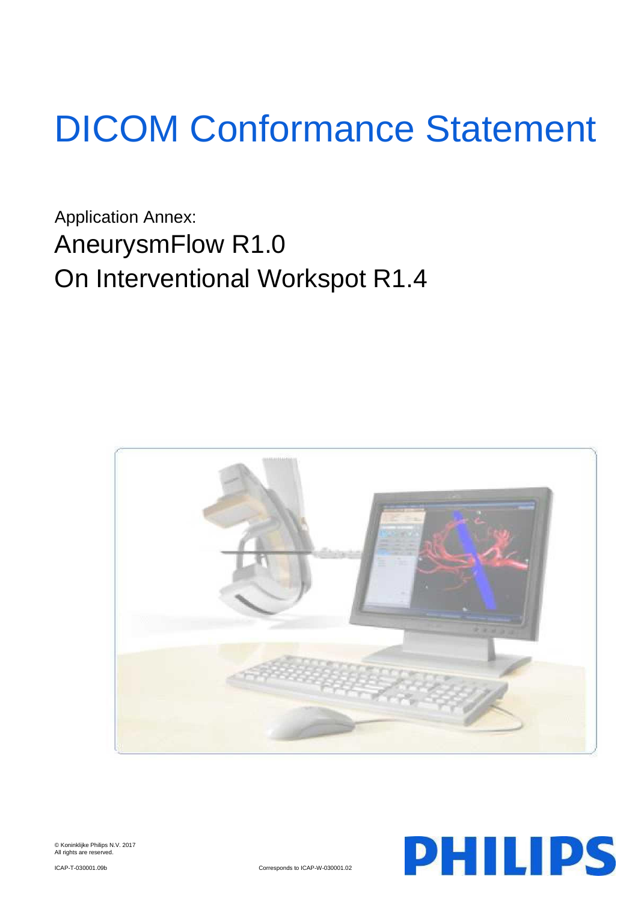# DICOM Conformance Statement

Application Annex:

## AneurysmFlow R1.0
## On Interventional Workspot R1.4

© Koninklijke Philips N.V. 2017
All rights are reserved.

ICAP-T-030001.09b

Corresponds to ICAP-W-030001.02

PHILIPS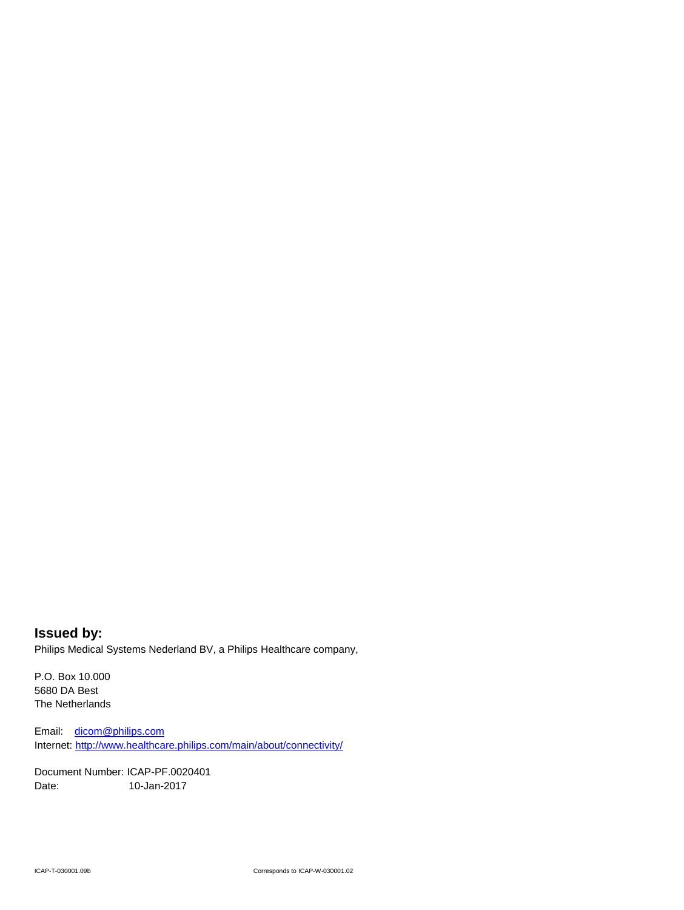**Issued by:**

Philips Medical Systems Nederland BV, a Philips Healthcare company,

P.O. Box 10.000
5680 DA Best
The Netherlands

Email: dicom@philips.com
Internet: http://www.healthcare.philips.com/main/about/connectivity/

Document Number: ICAP-PF.0020401
Date: 10-Jan-2017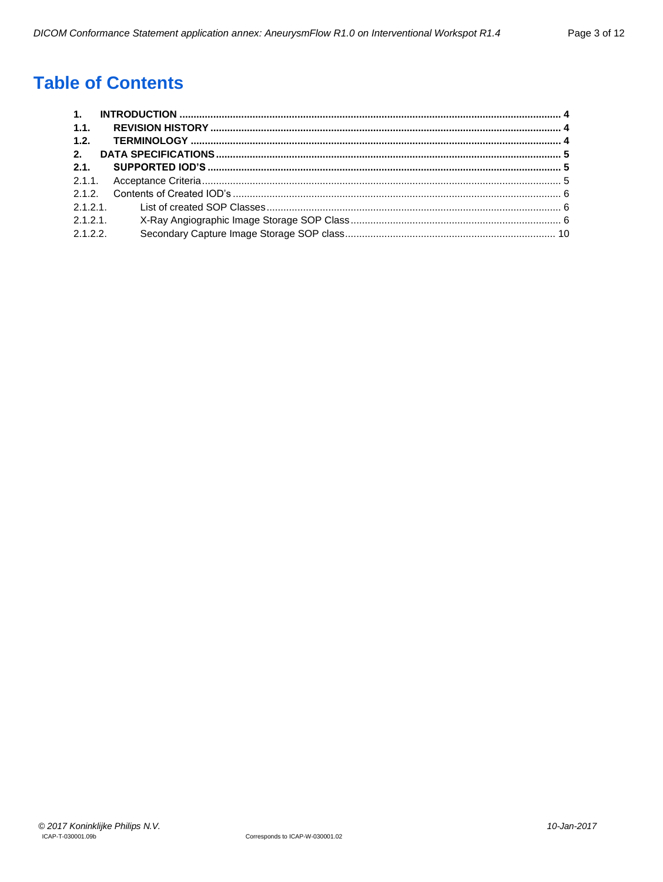# Table of Contents

**1. INTRODUCTION ...... 4**
**1.1. REVISION HISTORY ...... 4**
**1.2. TERMINOLOGY ...... 4**
**2. DATA SPECIFICATIONS ...... 5**
**2.1. SUPPORTED IOD'S ...... 5**
2.1.1. Acceptance Criteria ...... 5
2.1.2. Contents of Created IOD's ...... 6
2.1.2.1. List of created SOP Classes ...... 6
2.1.2.1. X-Ray Angiographic Image Storage SOP Class ...... 6
2.1.2.2. Secondary Capture Image Storage SOP class ...... 10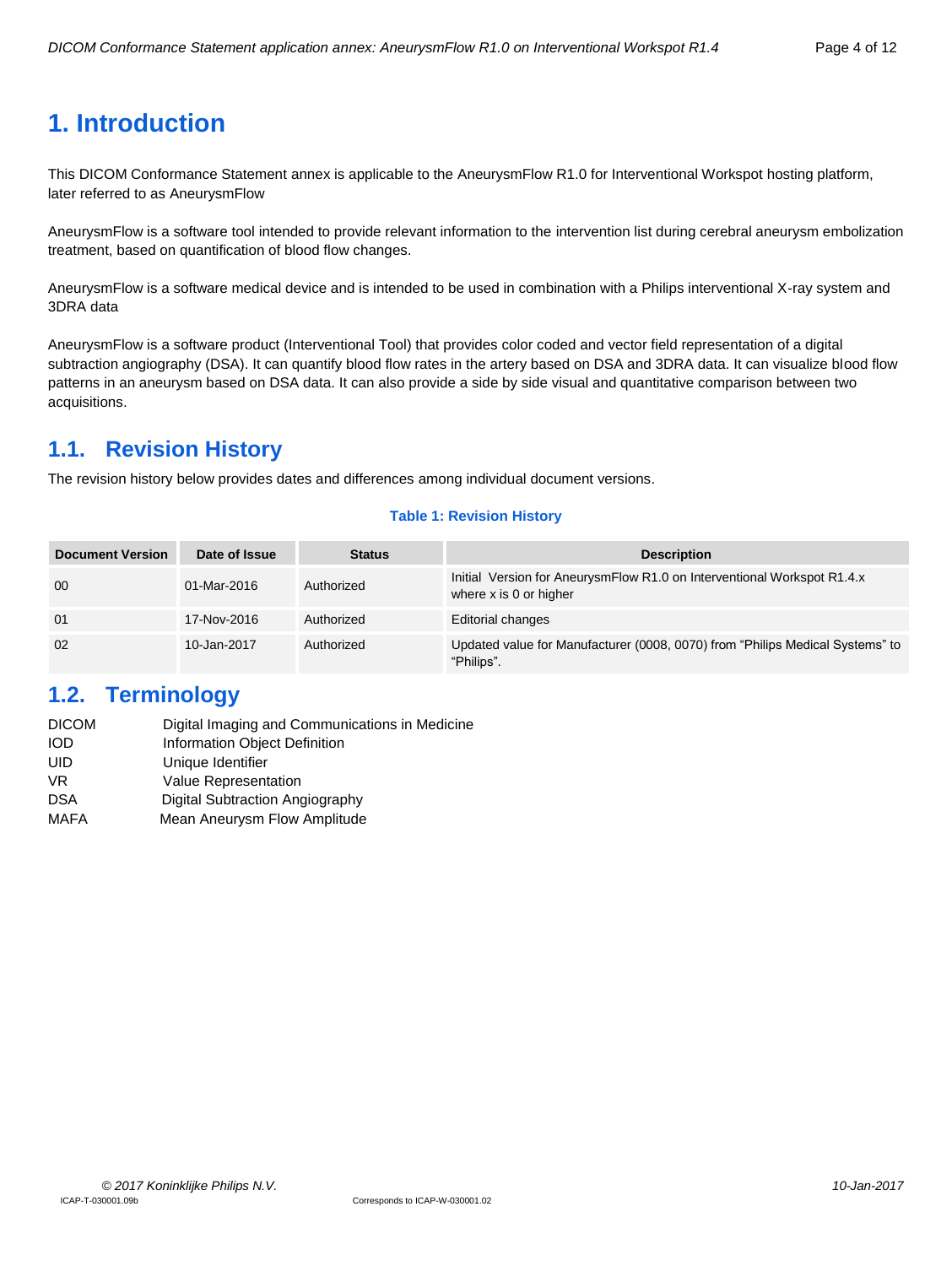# 1. Introduction

This DICOM Conformance Statement annex is applicable to the AneurysmFlow R1.0 for Interventional Workspot hosting platform, later referred to as AneurysmFlow

AneurysmFlow is a software tool intended to provide relevant information to the intervention list during cerebral aneurysm embolization treatment, based on quantification of blood flow changes.

AneurysmFlow is a software medical device and is intended to be used in combination with a Philips interventional X-ray system and 3DRA data

AneurysmFlow is a software product (Interventional Tool) that provides color coded and vector field representation of a digital subtraction angiography (DSA). It can quantify blood flow rates in the artery based on DSA and 3DRA data. It can visualize blood flow patterns in an aneurysm based on DSA data. It can also provide a side by side visual and quantitative comparison between two acquisitions.

## 1.1. Revision History

The revision history below provides dates and differences among individual document versions.

**Table 1: Revision History**

| Document Version | Date of Issue | Status | Description |
|---|---|---|---|
| 00 | 01-Mar-2016 | Authorized | Initial Version for AneurysmFlow R1.0 on Interventional Workspot R1.4.x where x is 0 or higher |
| 01 | 17-Nov-2016 | Authorized | Editorial changes |
| 02 | 10-Jan-2017 | Authorized | Updated value for Manufacturer (0008, 0070) from “Philips Medical Systems” to “Philips”. |

## 1.2. Terminology

| | |
|---|---|
| DICOM | Digital Imaging and Communications in Medicine |
| IOD | Information Object Definition |
| UID | Unique Identifier |
| VR | Value Representation |
| DSA | Digital Subtraction Angiography |
| MAFA | Mean Aneurysm Flow Amplitude |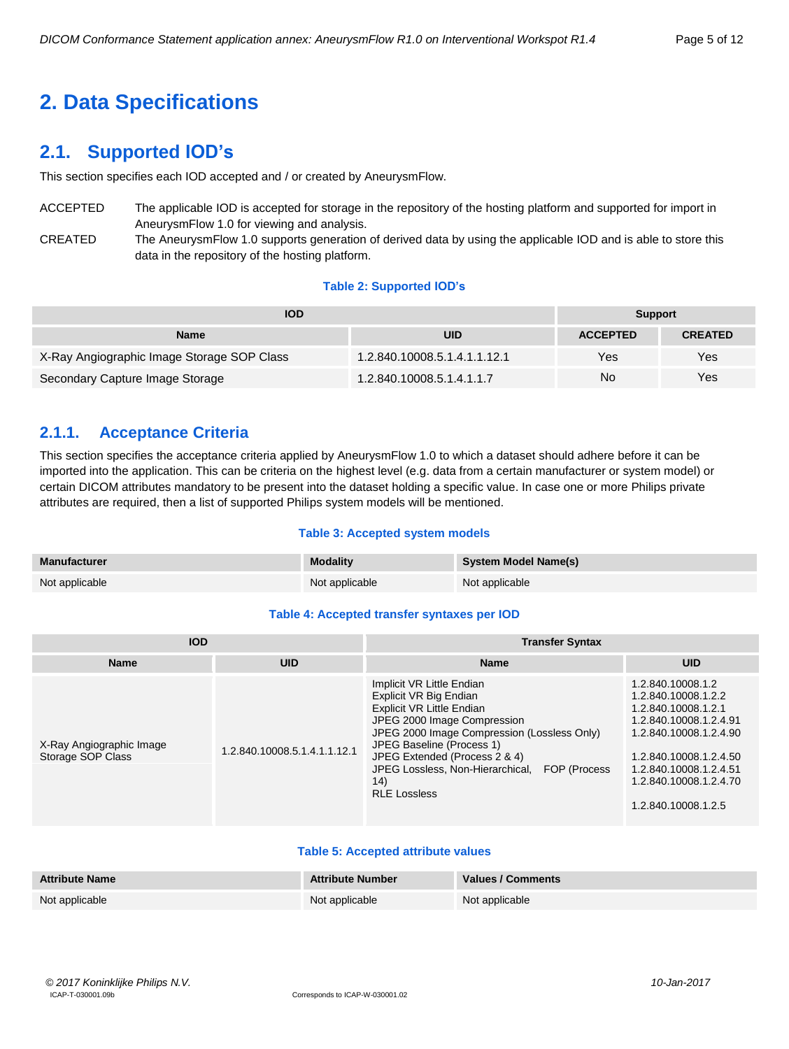# 2. Data Specifications

## 2.1. Supported IOD's

This section specifies each IOD accepted and / or created by AneurysmFlow.

ACCEPTED — The applicable IOD is accepted for storage in the repository of the hosting platform and supported for import in AneurysmFlow 1.0 for viewing and analysis.

CREATED — The AneurysmFlow 1.0 supports generation of derived data by using the applicable IOD and is able to store this data in the repository of the hosting platform.

**Table 2: Supported IOD's**

| IOD | | Support | |
|---|---|---|---|
| Name | UID | ACCEPTED | CREATED |
| X-Ray Angiographic Image Storage SOP Class | 1.2.840.10008.5.1.4.1.1.12.1 | Yes | Yes |
| Secondary Capture Image Storage | 1.2.840.10008.5.1.4.1.1.7 | No | Yes |

### 2.1.1. Acceptance Criteria

This section specifies the acceptance criteria applied by AneurysmFlow 1.0 to which a dataset should adhere before it can be imported into the application. This can be criteria on the highest level (e.g. data from a certain manufacturer or system model) or certain DICOM attributes mandatory to be present into the dataset holding a specific value. In case one or more Philips private attributes are required, then a list of supported Philips system models will be mentioned.

**Table 3: Accepted system models**

| Manufacturer | Modality | System Model Name(s) |
|---|---|---|
| Not applicable | Not applicable | Not applicable |

**Table 4: Accepted transfer syntaxes per IOD**

| IOD | | Transfer Syntax | |
|---|---|---|---|
| Name | UID | Name | UID |
| X-Ray Angiographic Image Storage SOP Class | 1.2.840.10008.5.1.4.1.1.12.1 | Implicit VR Little Endian<br>Explicit VR Big Endian<br>Explicit VR Little Endian<br>JPEG 2000 Image Compression<br>JPEG 2000 Image Compression (Lossless Only)<br>JPEG Baseline (Process 1)<br>JPEG Extended (Process 2 & 4)<br>JPEG Lossless, Non-Hierarchical, FOP (Process 14)<br>RLE Lossless | 1.2.840.10008.1.2<br>1.2.840.10008.1.2.2<br>1.2.840.10008.1.2.1<br>1.2.840.10008.1.2.4.91<br>1.2.840.10008.1.2.4.90<br>1.2.840.10008.1.2.4.50<br>1.2.840.10008.1.2.4.51<br>1.2.840.10008.1.2.4.70<br>1.2.840.10008.1.2.5 |

**Table 5: Accepted attribute values**

| Attribute Name | Attribute Number | Values / Comments |
|---|---|---|
| Not applicable | Not applicable | Not applicable |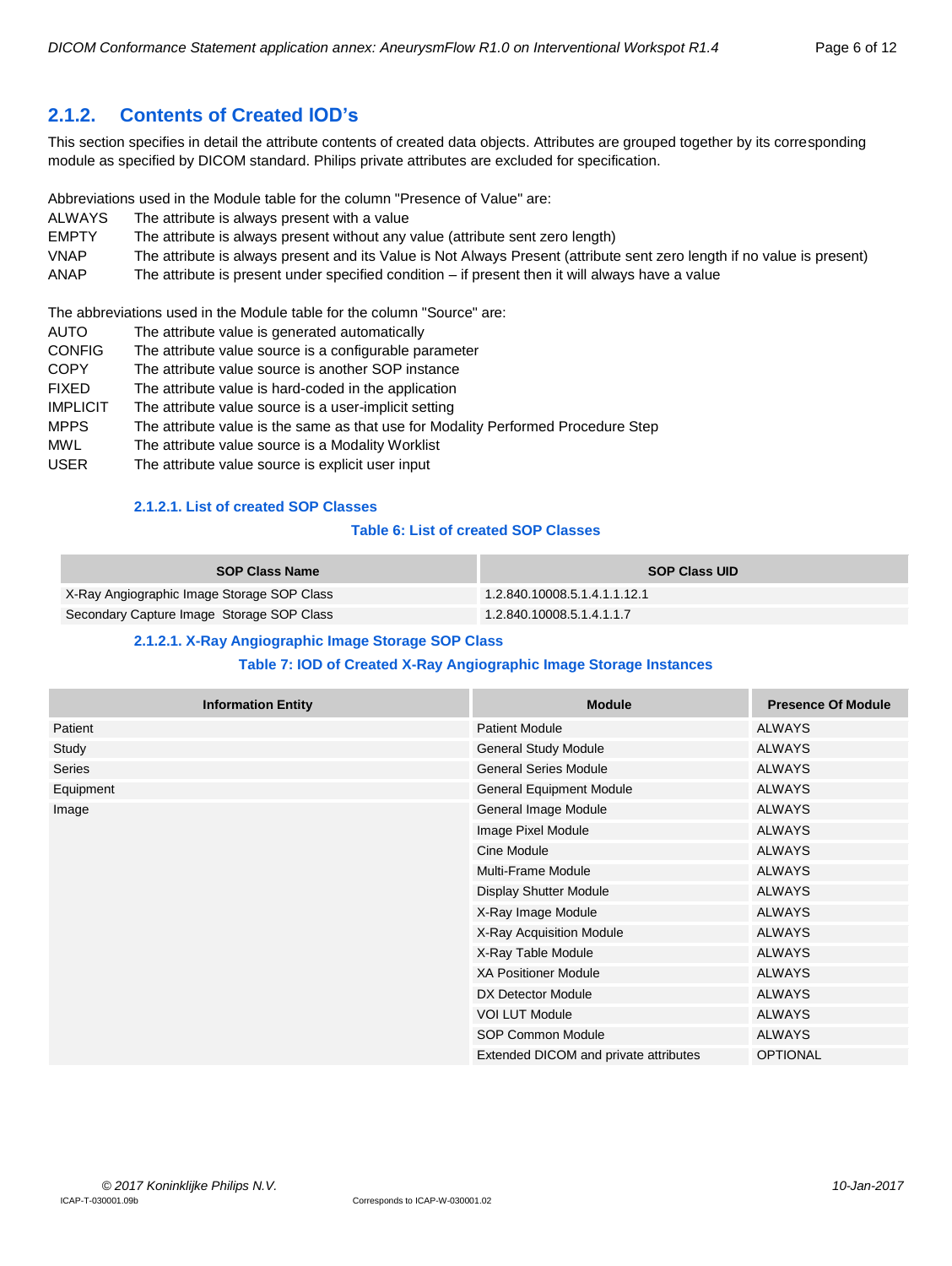## 2.1.2. Contents of Created IOD's

This section specifies in detail the attribute contents of created data objects. Attributes are grouped together by its corresponding module as specified by DICOM standard. Philips private attributes are excluded for specification.

Abbreviations used in the Module table for the column "Presence of Value" are:

| | |
|---|---|
| ALWAYS | The attribute is always present with a value |
| EMPTY | The attribute is always present without any value (attribute sent zero length) |
| VNAP | The attribute is always present and its Value is Not Always Present (attribute sent zero length if no value is present) |
| ANAP | The attribute is present under specified condition – if present then it will always have a value |

The abbreviations used in the Module table for the column "Source" are:

| | |
|---|---|
| AUTO | The attribute value is generated automatically |
| CONFIG | The attribute value source is a configurable parameter |
| COPY | The attribute value source is another SOP instance |
| FIXED | The attribute value is hard-coded in the application |
| IMPLICIT | The attribute value source is a user-implicit setting |
| MPPS | The attribute value is the same as that use for Modality Performed Procedure Step |
| MWL | The attribute value source is a Modality Worklist |
| USER | The attribute value source is explicit user input |

#### 2.1.2.1. List of created SOP Classes

**Table 6: List of created SOP Classes**

| SOP Class Name | SOP Class UID |
|---|---|
| X-Ray Angiographic Image Storage SOP Class | 1.2.840.10008.5.1.4.1.1.12.1 |
| Secondary Capture Image Storage SOP Class | 1.2.840.10008.5.1.4.1.1.7 |

#### 2.1.2.1. X-Ray Angiographic Image Storage SOP Class

**Table 7: IOD of Created X-Ray Angiographic Image Storage Instances**

| Information Entity | Module | Presence Of Module |
|---|---|---|
| Patient | Patient Module | ALWAYS |
| Study | General Study Module | ALWAYS |
| Series | General Series Module | ALWAYS |
| Equipment | General Equipment Module | ALWAYS |
| Image | General Image Module | ALWAYS |
| | Image Pixel Module | ALWAYS |
| | Cine Module | ALWAYS |
| | Multi-Frame Module | ALWAYS |
| | Display Shutter Module | ALWAYS |
| | X-Ray Image Module | ALWAYS |
| | X-Ray Acquisition Module | ALWAYS |
| | X-Ray Table Module | ALWAYS |
| | XA Positioner Module | ALWAYS |
| | DX Detector Module | ALWAYS |
| | VOI LUT Module | ALWAYS |
| | SOP Common Module | ALWAYS |
| | Extended DICOM and private attributes | OPTIONAL |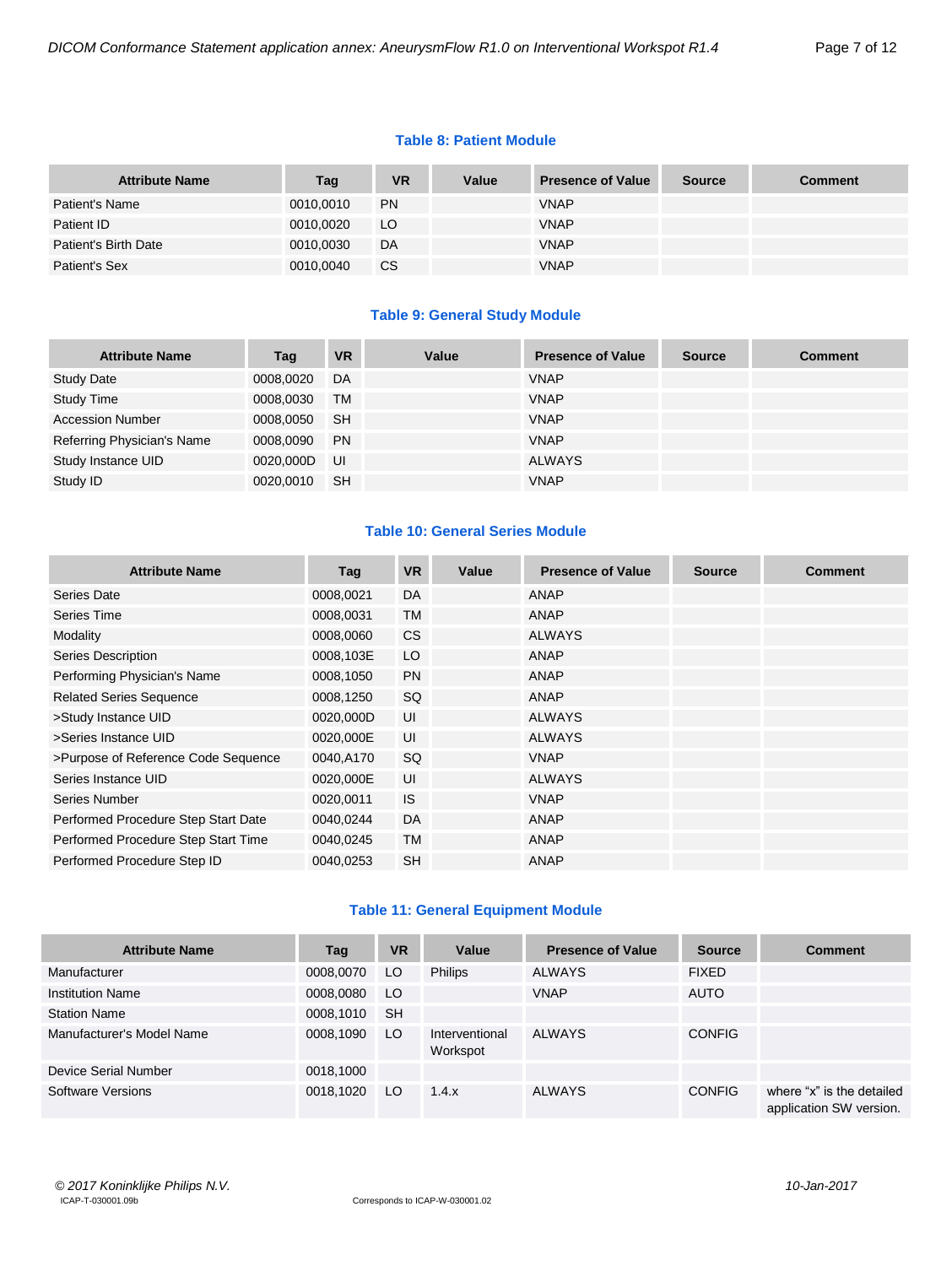**Table 8: Patient Module**

| Attribute Name | Tag | VR | Value | Presence of Value | Source | Comment |
|---|---|---|---|---|---|---|
| Patient's Name | 0010,0010 | PN | | VNAP | | |
| Patient ID | 0010,0020 | LO | | VNAP | | |
| Patient's Birth Date | 0010,0030 | DA | | VNAP | | |
| Patient's Sex | 0010,0040 | CS | | VNAP | | |

**Table 9: General Study Module**

| Attribute Name | Tag | VR | Value | Presence of Value | Source | Comment |
|---|---|---|---|---|---|---|
| Study Date | 0008,0020 | DA | | VNAP | | |
| Study Time | 0008,0030 | TM | | VNAP | | |
| Accession Number | 0008,0050 | SH | | VNAP | | |
| Referring Physician's Name | 0008,0090 | PN | | VNAP | | |
| Study Instance UID | 0020,000D | UI | | ALWAYS | | |
| Study ID | 0020,0010 | SH | | VNAP | | |

**Table 10: General Series Module**

| Attribute Name | Tag | VR | Value | Presence of Value | Source | Comment |
|---|---|---|---|---|---|---|
| Series Date | 0008,0021 | DA | | ANAP | | |
| Series Time | 0008,0031 | TM | | ANAP | | |
| Modality | 0008,0060 | CS | | ALWAYS | | |
| Series Description | 0008,103E | LO | | ANAP | | |
| Performing Physician's Name | 0008,1050 | PN | | ANAP | | |
| Related Series Sequence | 0008,1250 | SQ | | ANAP | | |
| >Study Instance UID | 0020,000D | UI | | ALWAYS | | |
| >Series Instance UID | 0020,000E | UI | | ALWAYS | | |
| >Purpose of Reference Code Sequence | 0040,A170 | SQ | | VNAP | | |
| Series Instance UID | 0020,000E | UI | | ALWAYS | | |
| Series Number | 0020,0011 | IS | | VNAP | | |
| Performed Procedure Step Start Date | 0040,0244 | DA | | ANAP | | |
| Performed Procedure Step Start Time | 0040,0245 | TM | | ANAP | | |
| Performed Procedure Step ID | 0040,0253 | SH | | ANAP | | |

**Table 11: General Equipment Module**

| Attribute Name | Tag | VR | Value | Presence of Value | Source | Comment |
|---|---|---|---|---|---|---|
| Manufacturer | 0008,0070 | LO | Philips | ALWAYS | FIXED | |
| Institution Name | 0008,0080 | LO | | VNAP | AUTO | |
| Station Name | 0008,1010 | SH | | | | |
| Manufacturer's Model Name | 0008,1090 | LO | Interventional Workspot | ALWAYS | CONFIG | |
| Device Serial Number | 0018,1000 | | | | | |
| Software Versions | 0018,1020 | LO | 1.4.x | ALWAYS | CONFIG | where "x" is the detailed application SW version. |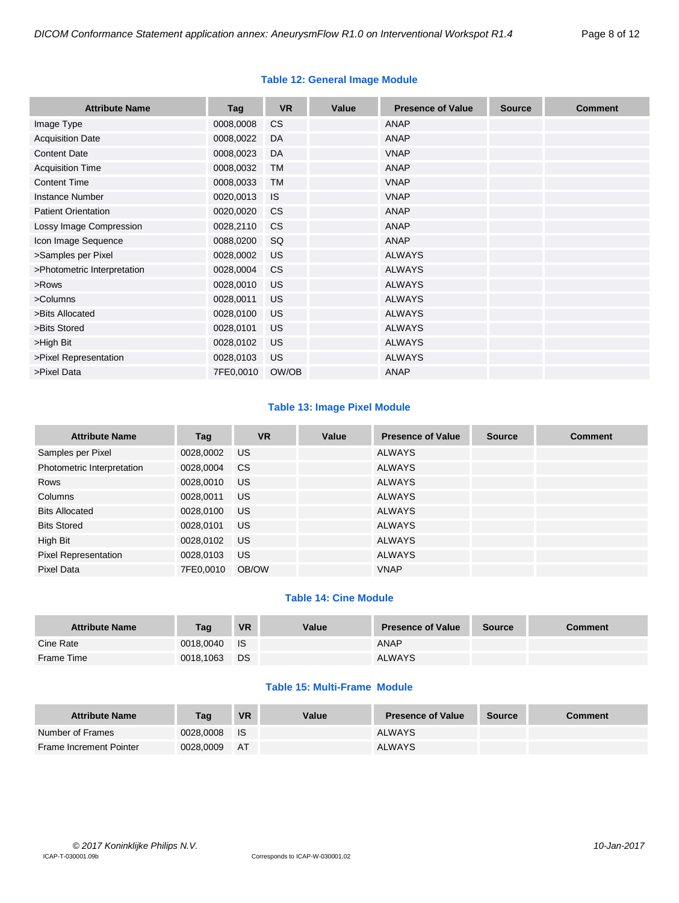**Table 12: General Image Module**

| Attribute Name | Tag | VR | Value | Presence of Value | Source | Comment |
|---|---|---|---|---|---|---|
| Image Type | 0008,0008 | CS | | ANAP | | |
| Acquisition Date | 0008,0022 | DA | | ANAP | | |
| Content Date | 0008,0023 | DA | | VNAP | | |
| Acquisition Time | 0008,0032 | TM | | ANAP | | |
| Content Time | 0008,0033 | TM | | VNAP | | |
| Instance Number | 0020,0013 | IS | | VNAP | | |
| Patient Orientation | 0020,0020 | CS | | ANAP | | |
| Lossy Image Compression | 0028,2110 | CS | | ANAP | | |
| Icon Image Sequence | 0088,0200 | SQ | | ANAP | | |
| >Samples per Pixel | 0028,0002 | US | | ALWAYS | | |
| >Photometric Interpretation | 0028,0004 | CS | | ALWAYS | | |
| >Rows | 0028,0010 | US | | ALWAYS | | |
| >Columns | 0028,0011 | US | | ALWAYS | | |
| >Bits Allocated | 0028,0100 | US | | ALWAYS | | |
| >Bits Stored | 0028,0101 | US | | ALWAYS | | |
| >High Bit | 0028,0102 | US | | ALWAYS | | |
| >Pixel Representation | 0028,0103 | US | | ALWAYS | | |
| >Pixel Data | 7FE0,0010 | OW/OB | | ANAP | | |

**Table 13: Image Pixel Module**

| Attribute Name | Tag | VR | Value | Presence of Value | Source | Comment |
|---|---|---|---|---|---|---|
| Samples per Pixel | 0028,0002 | US | | ALWAYS | | |
| Photometric Interpretation | 0028,0004 | CS | | ALWAYS | | |
| Rows | 0028,0010 | US | | ALWAYS | | |
| Columns | 0028,0011 | US | | ALWAYS | | |
| Bits Allocated | 0028,0100 | US | | ALWAYS | | |
| Bits Stored | 0028,0101 | US | | ALWAYS | | |
| High Bit | 0028,0102 | US | | ALWAYS | | |
| Pixel Representation | 0028,0103 | US | | ALWAYS | | |
| Pixel Data | 7FE0,0010 | OB/OW | | VNAP | | |

**Table 14: Cine Module**

| Attribute Name | Tag | VR | Value | Presence of Value | Source | Comment |
|---|---|---|---|---|---|---|
| Cine Rate | 0018,0040 | IS | | ANAP | | |
| Frame Time | 0018,1063 | DS | | ALWAYS | | |

**Table 15: Multi-Frame Module**

| Attribute Name | Tag | VR | Value | Presence of Value | Source | Comment |
|---|---|---|---|---|---|---|
| Number of Frames | 0028,0008 | IS | | ALWAYS | | |
| Frame Increment Pointer | 0028,0009 | AT | | ALWAYS | | |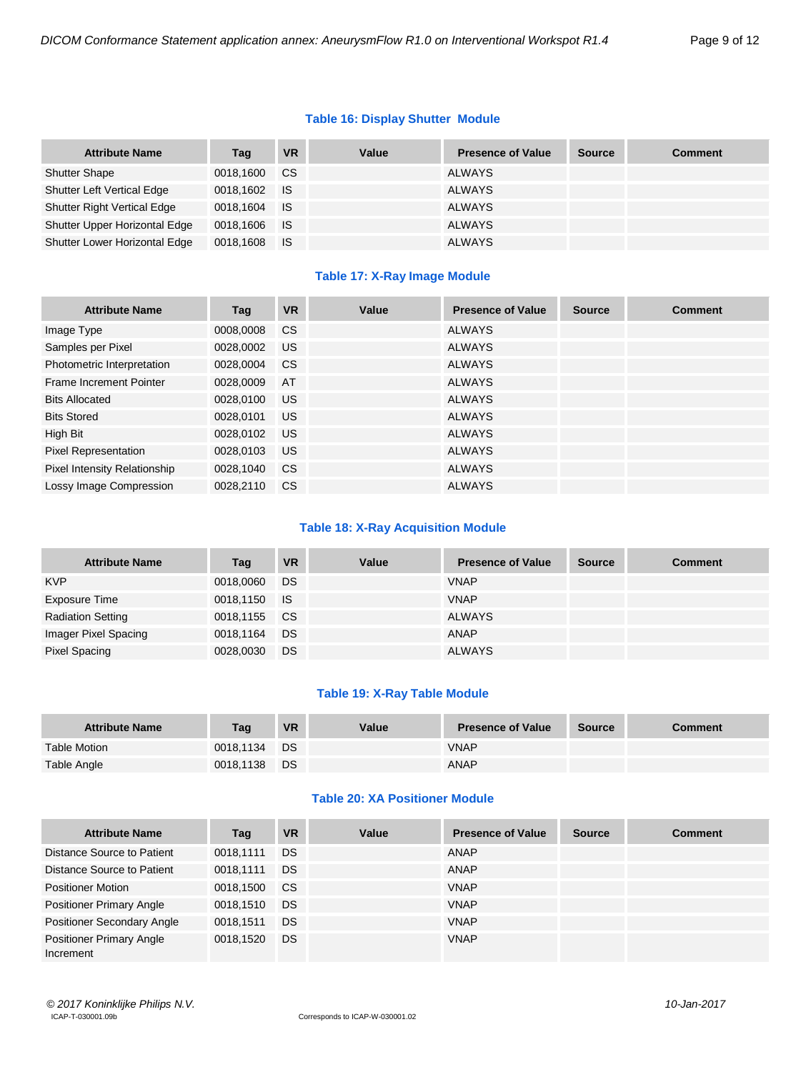**Table 16: Display Shutter Module**

| Attribute Name | Tag | VR | Value | Presence of Value | Source | Comment |
|---|---|---|---|---|---|---|
| Shutter Shape | 0018,1600 | CS | | ALWAYS | | |
| Shutter Left Vertical Edge | 0018,1602 | IS | | ALWAYS | | |
| Shutter Right Vertical Edge | 0018,1604 | IS | | ALWAYS | | |
| Shutter Upper Horizontal Edge | 0018,1606 | IS | | ALWAYS | | |
| Shutter Lower Horizontal Edge | 0018,1608 | IS | | ALWAYS | | |

**Table 17: X-Ray Image Module**

| Attribute Name | Tag | VR | Value | Presence of Value | Source | Comment |
|---|---|---|---|---|---|---|
| Image Type | 0008,0008 | CS | | ALWAYS | | |
| Samples per Pixel | 0028,0002 | US | | ALWAYS | | |
| Photometric Interpretation | 0028,0004 | CS | | ALWAYS | | |
| Frame Increment Pointer | 0028,0009 | AT | | ALWAYS | | |
| Bits Allocated | 0028,0100 | US | | ALWAYS | | |
| Bits Stored | 0028,0101 | US | | ALWAYS | | |
| High Bit | 0028,0102 | US | | ALWAYS | | |
| Pixel Representation | 0028,0103 | US | | ALWAYS | | |
| Pixel Intensity Relationship | 0028,1040 | CS | | ALWAYS | | |
| Lossy Image Compression | 0028,2110 | CS | | ALWAYS | | |

**Table 18: X-Ray Acquisition Module**

| Attribute Name | Tag | VR | Value | Presence of Value | Source | Comment |
|---|---|---|---|---|---|---|
| KVP | 0018,0060 | DS | | VNAP | | |
| Exposure Time | 0018,1150 | IS | | VNAP | | |
| Radiation Setting | 0018,1155 | CS | | ALWAYS | | |
| Imager Pixel Spacing | 0018,1164 | DS | | ANAP | | |
| Pixel Spacing | 0028,0030 | DS | | ALWAYS | | |

**Table 19: X-Ray Table Module**

| Attribute Name | Tag | VR | Value | Presence of Value | Source | Comment |
|---|---|---|---|---|---|---|
| Table Motion | 0018,1134 | DS | | VNAP | | |
| Table Angle | 0018,1138 | DS | | ANAP | | |

**Table 20: XA Positioner Module**

| Attribute Name | Tag | VR | Value | Presence of Value | Source | Comment |
|---|---|---|---|---|---|---|
| Distance Source to Patient | 0018,1111 | DS | | ANAP | | |
| Distance Source to Patient | 0018,1111 | DS | | ANAP | | |
| Positioner Motion | 0018,1500 | CS | | VNAP | | |
| Positioner Primary Angle | 0018,1510 | DS | | VNAP | | |
| Positioner Secondary Angle | 0018,1511 | DS | | VNAP | | |
| Positioner Primary Angle Increment | 0018,1520 | DS | | VNAP | | |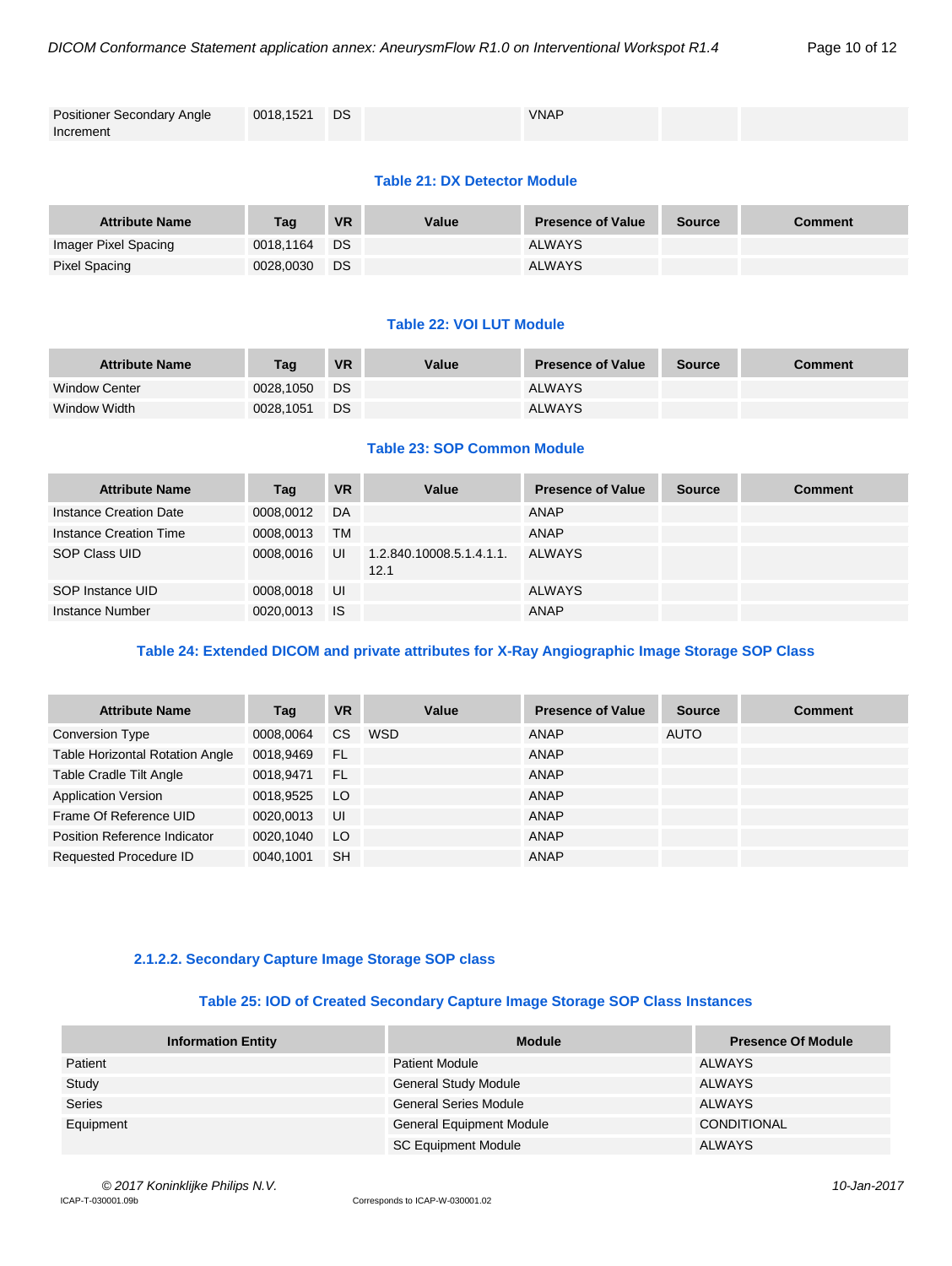| Positioner Secondary Angle Increment | 0018,1521 | DS | | VNAP | | |
|---|---|---|---|---|---|---|

**Table 21: DX Detector Module**

| Attribute Name | Tag | VR | Value | Presence of Value | Source | Comment |
|---|---|---|---|---|---|---|
| Imager Pixel Spacing | 0018,1164 | DS | | ALWAYS | | |
| Pixel Spacing | 0028,0030 | DS | | ALWAYS | | |

**Table 22: VOI LUT Module**

| Attribute Name | Tag | VR | Value | Presence of Value | Source | Comment |
|---|---|---|---|---|---|---|
| Window Center | 0028,1050 | DS | | ALWAYS | | |
| Window Width | 0028,1051 | DS | | ALWAYS | | |

**Table 23: SOP Common Module**

| Attribute Name | Tag | VR | Value | Presence of Value | Source | Comment |
|---|---|---|---|---|---|---|
| Instance Creation Date | 0008,0012 | DA | | ANAP | | |
| Instance Creation Time | 0008,0013 | TM | | ANAP | | |
| SOP Class UID | 0008,0016 | UI | 1.2.840.10008.5.1.4.1.1.12.1 | ALWAYS | | |
| SOP Instance UID | 0008,0018 | UI | | ALWAYS | | |
| Instance Number | 0020,0013 | IS | | ANAP | | |

**Table 24: Extended DICOM and private attributes for X-Ray Angiographic Image Storage SOP Class**

| Attribute Name | Tag | VR | Value | Presence of Value | Source | Comment |
|---|---|---|---|---|---|---|
| Conversion Type | 0008,0064 | CS | WSD | ANAP | AUTO | |
| Table Horizontal Rotation Angle | 0018,9469 | FL | | ANAP | | |
| Table Cradle Tilt Angle | 0018,9471 | FL | | ANAP | | |
| Application Version | 0018,9525 | LO | | ANAP | | |
| Frame Of Reference UID | 0020,0013 | UI | | ANAP | | |
| Position Reference Indicator | 0020,1040 | LO | | ANAP | | |
| Requested Procedure ID | 0040,1001 | SH | | ANAP | | |

#### 2.1.2.2. Secondary Capture Image Storage SOP class

**Table 25: IOD of Created Secondary Capture Image Storage SOP Class Instances**

| Information Entity | Module | Presence Of Module |
|---|---|---|
| Patient | Patient Module | ALWAYS |
| Study | General Study Module | ALWAYS |
| Series | General Series Module | ALWAYS |
| Equipment | General Equipment Module | CONDITIONAL |
| | SC Equipment Module | ALWAYS |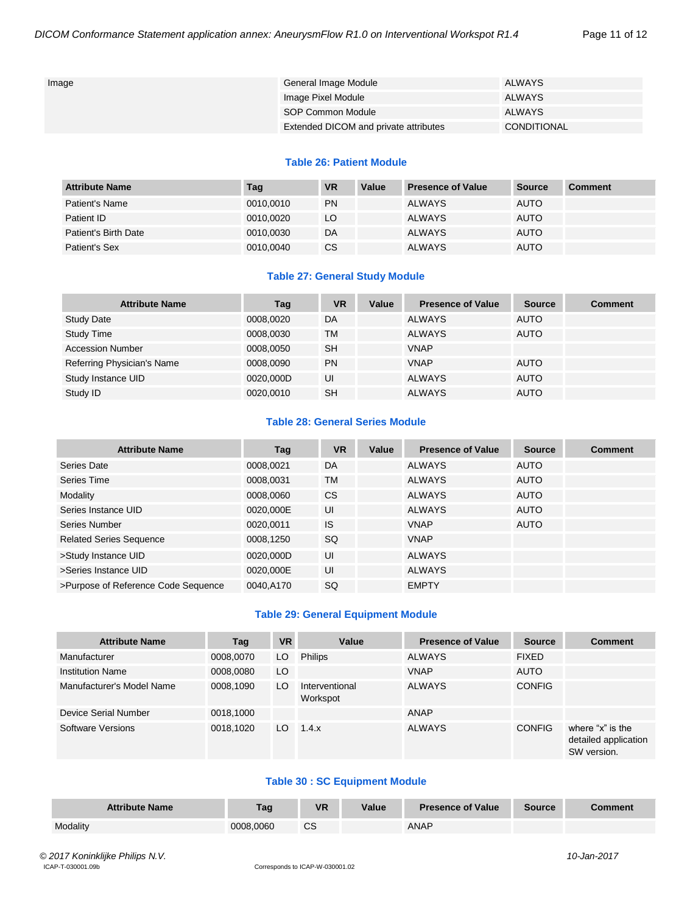| Image | General Image Module | ALWAYS |
|---|---|---|
| | Image Pixel Module | ALWAYS |
| | SOP Common Module | ALWAYS |
| | Extended DICOM and private attributes | CONDITIONAL |

**Table 26: Patient Module**

| Attribute Name | Tag | VR | Value | Presence of Value | Source | Comment |
|---|---|---|---|---|---|---|
| Patient's Name | 0010,0010 | PN | | ALWAYS | AUTO | |
| Patient ID | 0010,0020 | LO | | ALWAYS | AUTO | |
| Patient's Birth Date | 0010,0030 | DA | | ALWAYS | AUTO | |
| Patient's Sex | 0010,0040 | CS | | ALWAYS | AUTO | |

**Table 27: General Study Module**

| Attribute Name | Tag | VR | Value | Presence of Value | Source | Comment |
|---|---|---|---|---|---|---|
| Study Date | 0008,0020 | DA | | ALWAYS | AUTO | |
| Study Time | 0008,0030 | TM | | ALWAYS | AUTO | |
| Accession Number | 0008,0050 | SH | | VNAP | | |
| Referring Physician's Name | 0008,0090 | PN | | VNAP | AUTO | |
| Study Instance UID | 0020,000D | UI | | ALWAYS | AUTO | |
| Study ID | 0020,0010 | SH | | ALWAYS | AUTO | |

**Table 28: General Series Module**

| Attribute Name | Tag | VR | Value | Presence of Value | Source | Comment |
|---|---|---|---|---|---|---|
| Series Date | 0008,0021 | DA | | ALWAYS | AUTO | |
| Series Time | 0008,0031 | TM | | ALWAYS | AUTO | |
| Modality | 0008,0060 | CS | | ALWAYS | AUTO | |
| Series Instance UID | 0020,000E | UI | | ALWAYS | AUTO | |
| Series Number | 0020,0011 | IS | | VNAP | AUTO | |
| Related Series Sequence | 0008,1250 | SQ | | VNAP | | |
| >Study Instance UID | 0020,000D | UI | | ALWAYS | | |
| >Series Instance UID | 0020,000E | UI | | ALWAYS | | |
| >Purpose of Reference Code Sequence | 0040,A170 | SQ | | EMPTY | | |

**Table 29: General Equipment Module**

| Attribute Name | Tag | VR | Value | Presence of Value | Source | Comment |
|---|---|---|---|---|---|---|
| Manufacturer | 0008,0070 | LO | Philips | ALWAYS | FIXED | |
| Institution Name | 0008,0080 | LO | | VNAP | AUTO | |
| Manufacturer's Model Name | 0008,1090 | LO | Interventional Workspot | ALWAYS | CONFIG | |
| Device Serial Number | 0018,1000 | | | ANAP | | |
| Software Versions | 0018,1020 | LO | 1.4.x | ALWAYS | CONFIG | where "x" is the detailed application SW version. |

**Table 30 : SC Equipment Module**

| Attribute Name | Tag | VR | Value | Presence of Value | Source | Comment |
|---|---|---|---|---|---|---|
| Modality | 0008,0060 | CS | | ANAP | | |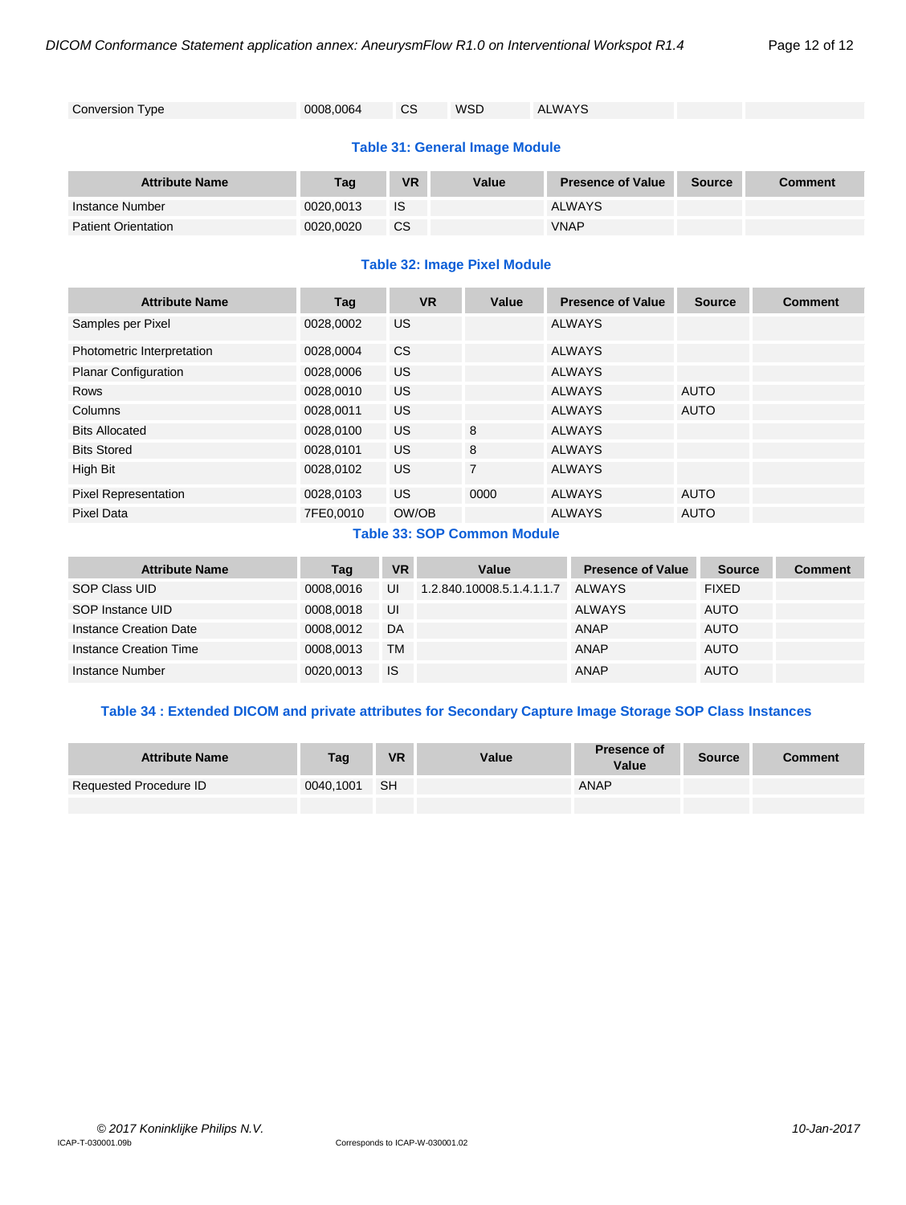| | | | | | | |
|---|---|---|---|---|---|---|
| Conversion Type | 0008,0064 | CS | WSD | ALWAYS | | |

**Table 31: General Image Module**

| Attribute Name | Tag | VR | Value | Presence of Value | Source | Comment |
|---|---|---|---|---|---|---|
| Instance Number | 0020,0013 | IS | | ALWAYS | | |
| Patient Orientation | 0020,0020 | CS | | VNAP | | |

**Table 32: Image Pixel Module**

| Attribute Name | Tag | VR | Value | Presence of Value | Source | Comment |
|---|---|---|---|---|---|---|
| Samples per Pixel | 0028,0002 | US | | ALWAYS | | |
| Photometric Interpretation | 0028,0004 | CS | | ALWAYS | | |
| Planar Configuration | 0028,0006 | US | | ALWAYS | | |
| Rows | 0028,0010 | US | | ALWAYS | AUTO | |
| Columns | 0028,0011 | US | | ALWAYS | AUTO | |
| Bits Allocated | 0028,0100 | US | 8 | ALWAYS | | |
| Bits Stored | 0028,0101 | US | 8 | ALWAYS | | |
| High Bit | 0028,0102 | US | 7 | ALWAYS | | |
| Pixel Representation | 0028,0103 | US | 0000 | ALWAYS | AUTO | |
| Pixel Data | 7FE0,0010 | OW/OB | | ALWAYS | AUTO | |

**Table 33: SOP Common Module**

| Attribute Name | Tag | VR | Value | Presence of Value | Source | Comment |
|---|---|---|---|---|---|---|
| SOP Class UID | 0008,0016 | UI | 1.2.840.10008.5.1.4.1.1.7 | ALWAYS | FIXED | |
| SOP Instance UID | 0008,0018 | UI | | ALWAYS | AUTO | |
| Instance Creation Date | 0008,0012 | DA | | ANAP | AUTO | |
| Instance Creation Time | 0008,0013 | TM | | ANAP | AUTO | |
| Instance Number | 0020,0013 | IS | | ANAP | AUTO | |

**Table 34 : Extended DICOM and private attributes for Secondary Capture Image Storage SOP Class Instances**

| Attribute Name | Tag | VR | Value | Presence of Value | Source | Comment |
|---|---|---|---|---|---|---|
| Requested Procedure ID | 0040,1001 | SH | | ANAP | | |
| | | | | | | |